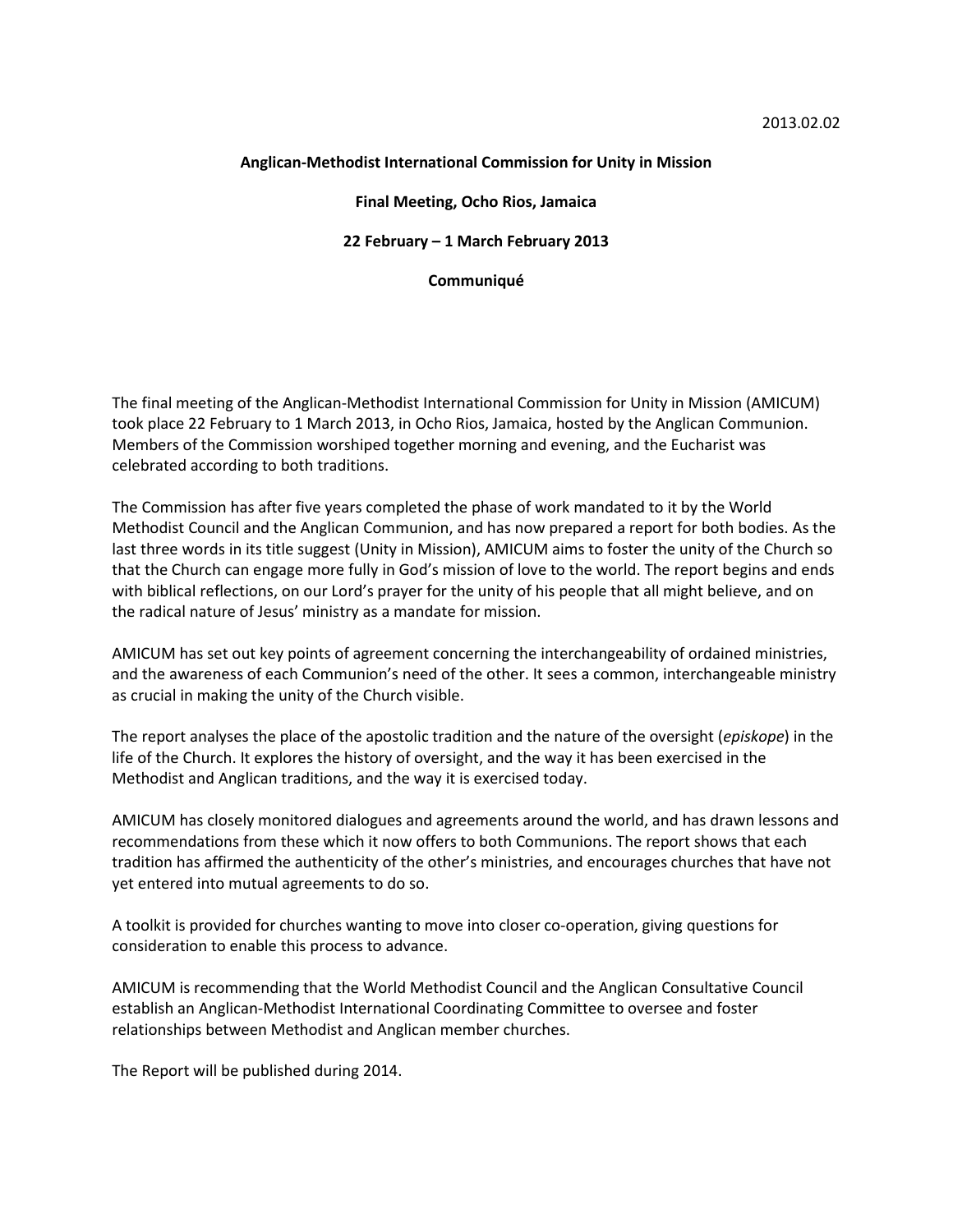2013.02.02

**Anglican-Methodist International Commission for Unity in Mission**

**Final Meeting, Ocho Rios, Jamaica**

**22 February – 1 March February 2013**

**Communiqué**

The final meeting of the Anglican-Methodist International Commission for Unity in Mission (AMICUM) took place 22 February to 1 March 2013, in Ocho Rios, Jamaica, hosted by the Anglican Communion. Members of the Commission worshiped together morning and evening, and the Eucharist was celebrated according to both traditions.

The Commission has after five years completed the phase of work mandated to it by the World Methodist Council and the Anglican Communion, and has now prepared a report for both bodies. As the last three words in its title suggest (Unity in Mission), AMICUM aims to foster the unity of the Church so that the Church can engage more fully in God's mission of love to the world. The report begins and ends with biblical reflections, on our Lord's prayer for the unity of his people that all might believe, and on the radical nature of Jesus' ministry as a mandate for mission.

AMICUM has set out key points of agreement concerning the interchangeability of ordained ministries, and the awareness of each Communion's need of the other. It sees a common, interchangeable ministry as crucial in making the unity of the Church visible.

The report analyses the place of the apostolic tradition and the nature of the oversight (*episkope*) in the life of the Church. It explores the history of oversight, and the way it has been exercised in the Methodist and Anglican traditions, and the way it is exercised today.

AMICUM has closely monitored dialogues and agreements around the world, and has drawn lessons and recommendations from these which it now offers to both Communions. The report shows that each tradition has affirmed the authenticity of the other's ministries, and encourages churches that have not yet entered into mutual agreements to do so.

A toolkit is provided for churches wanting to move into closer co-operation, giving questions for consideration to enable this process to advance.

AMICUM is recommending that the World Methodist Council and the Anglican Consultative Council establish an Anglican-Methodist International Coordinating Committee to oversee and foster relationships between Methodist and Anglican member churches.

The Report will be published during 2014.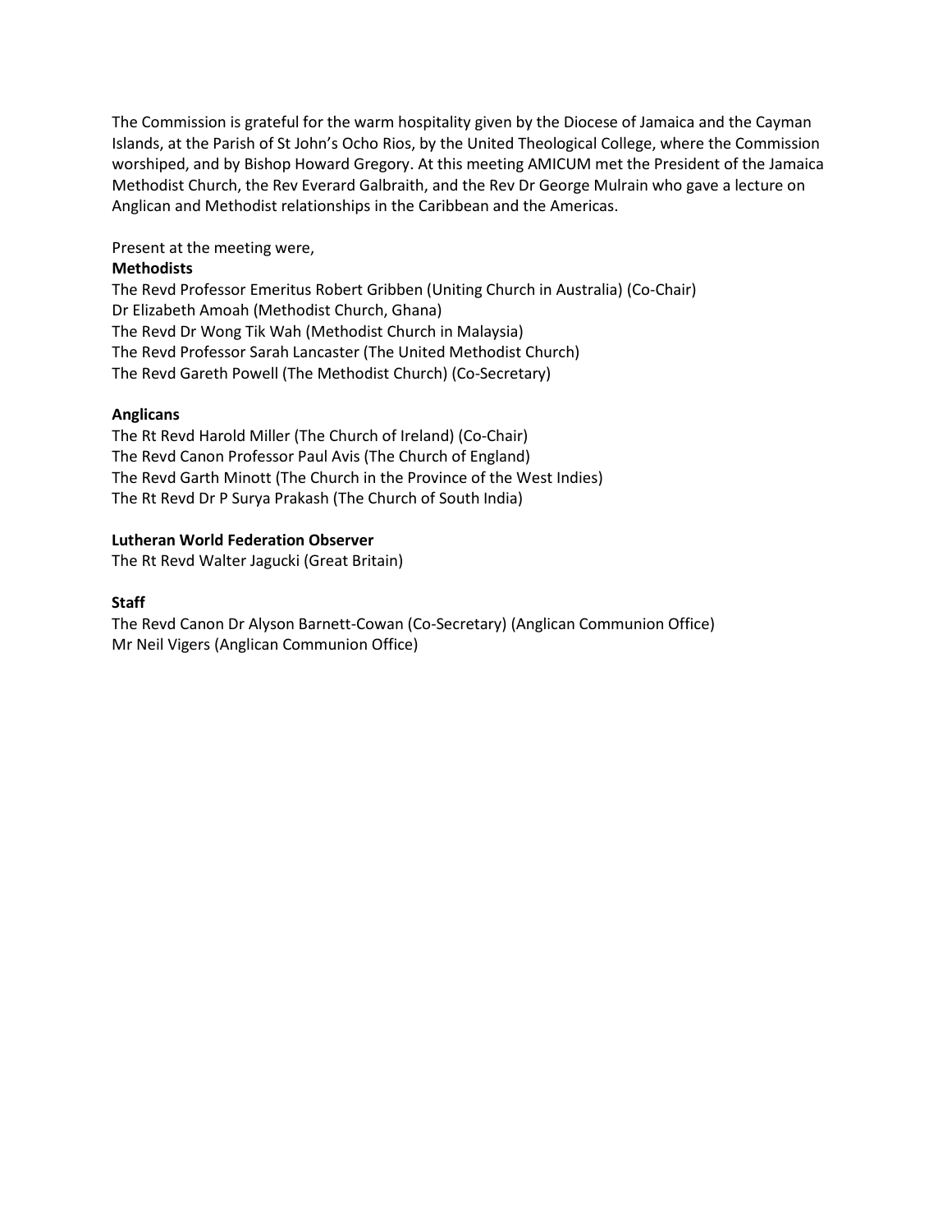The Commission is grateful for the warm hospitality given by the Diocese of Jamaica and the Cayman Islands, at the Parish of St John's Ocho Rios, by the United Theological College, where the Commission worshiped, and by Bishop Howard Gregory. At this meeting AMICUM met the President of the Jamaica Methodist Church, the Rev Everard Galbraith, and the Rev Dr George Mulrain who gave a lecture on Anglican and Methodist relationships in the Caribbean and the Americas.

Present at the meeting were,

**Methodists**

The Revd Professor Emeritus Robert Gribben (Uniting Church in Australia) (Co-Chair)
Dr Elizabeth Amoah (Methodist Church, Ghana)
The Revd Dr Wong Tik Wah (Methodist Church in Malaysia)
The Revd Professor Sarah Lancaster (The United Methodist Church)
The Revd Gareth Powell (The Methodist Church) (Co-Secretary)

**Anglicans**

The Rt Revd Harold Miller (The Church of Ireland) (Co-Chair)
The Revd Canon Professor Paul Avis (The Church of England)
The Revd Garth Minott (The Church in the Province of the West Indies)
The Rt Revd Dr P Surya Prakash (The Church of South India)

**Lutheran World Federation Observer**

The Rt Revd Walter Jagucki (Great Britain)

**Staff**

The Revd Canon Dr Alyson Barnett-Cowan (Co-Secretary) (Anglican Communion Office)
Mr Neil Vigers (Anglican Communion Office)